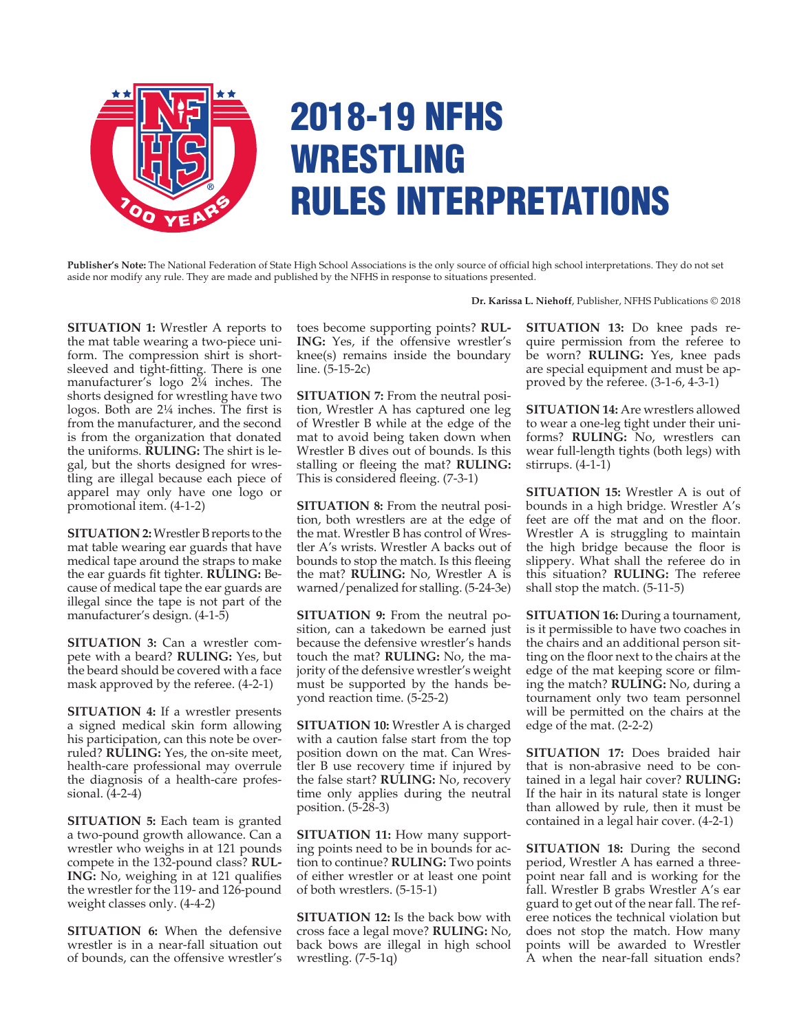# 2018-19 NFHS WRESTLING RULES INTERPRETATIONS

**Publisher's Note:** The National Federation of State High School Associations is the only source of official high school interpretations. They do not set aside nor modify any rule. They are made and published by the NFHS in response to situations presented.

**Dr. Karissa L. Niehoff**, Publisher, NFHS Publications © 2018

**SITUATION 1:** Wrestler A reports to the mat table wearing a two-piece uniform. The compression shirt is short-sleeved and tight-fitting. There is one manufacturer's logo 2¼ inches. The shorts designed for wrestling have two logos. Both are 2¼ inches. The first is from the manufacturer, and the second is from the organization that donated the uniforms. **RULING:** The shirt is legal, but the shorts designed for wrestling are illegal because each piece of apparel may only have one logo or promotional item. (4-1-2)

**SITUATION 2:** Wrestler B reports to the mat table wearing ear guards that have medical tape around the straps to make the ear guards fit tighter. **RULING:** Because of medical tape the ear guards are illegal since the tape is not part of the manufacturer's design. (4-1-5)

**SITUATION 3:** Can a wrestler compete with a beard? **RULING:** Yes, but the beard should be covered with a face mask approved by the referee. (4-2-1)

**SITUATION 4:** If a wrestler presents a signed medical skin form allowing his participation, can this note be overruled? **RULING:** Yes, the on-site meet, health-care professional may overrule the diagnosis of a health-care professional. (4-2-4)

**SITUATION 5:** Each team is granted a two-pound growth allowance. Can a wrestler who weighs in at 121 pounds compete in the 132-pound class? **RULING:** No, weighing in at 121 qualifies the wrestler for the 119- and 126-pound weight classes only. (4-4-2)

**SITUATION 6:** When the defensive wrestler is in a near-fall situation out of bounds, can the offensive wrestler's toes become supporting points? **RULING:** Yes, if the offensive wrestler's knee(s) remains inside the boundary line. (5-15-2c)

**SITUATION 7:** From the neutral position, Wrestler A has captured one leg of Wrestler B while at the edge of the mat to avoid being taken down when Wrestler B dives out of bounds. Is this stalling or fleeing the mat? **RULING:** This is considered fleeing. (7-3-1)

**SITUATION 8:** From the neutral position, both wrestlers are at the edge of the mat. Wrestler B has control of Wrestler A's wrists. Wrestler A backs out of bounds to stop the match. Is this fleeing the mat? **RULING:** No, Wrestler A is warned/penalized for stalling. (5-24-3e)

**SITUATION 9:** From the neutral position, can a takedown be earned just because the defensive wrestler's hands touch the mat? **RULING:** No, the majority of the defensive wrestler's weight must be supported by the hands beyond reaction time. (5-25-2)

**SITUATION 10:** Wrestler A is charged with a caution false start from the top position down on the mat. Can Wrestler B use recovery time if injured by the false start? **RULING:** No, recovery time only applies during the neutral position. (5-28-3)

**SITUATION 11:** How many supporting points need to be in bounds for action to continue? **RULING:** Two points of either wrestler or at least one point of both wrestlers. (5-15-1)

**SITUATION 12:** Is the back bow with cross face a legal move? **RULING:** No, back bows are illegal in high school wrestling. (7-5-1q)

**SITUATION 13:** Do knee pads require permission from the referee to be worn? **RULING:** Yes, knee pads are special equipment and must be approved by the referee. (3-1-6, 4-3-1)

**SITUATION 14:** Are wrestlers allowed to wear a one-leg tight under their uniforms? **RULING:** No, wrestlers can wear full-length tights (both legs) with stirrups. (4-1-1)

**SITUATION 15:** Wrestler A is out of bounds in a high bridge. Wrestler A's feet are off the mat and on the floor. Wrestler A is struggling to maintain the high bridge because the floor is slippery. What shall the referee do in this situation? **RULING:** The referee shall stop the match. (5-11-5)

**SITUATION 16:** During a tournament, is it permissible to have two coaches in the chairs and an additional person sitting on the floor next to the chairs at the edge of the mat keeping score or filming the match? **RULING:** No, during a tournament only two team personnel will be permitted on the chairs at the edge of the mat. (2-2-2)

**SITUATION 17:** Does braided hair that is non-abrasive need to be contained in a legal hair cover? **RULING:** If the hair in its natural state is longer than allowed by rule, then it must be contained in a legal hair cover. (4-2-1)

**SITUATION 18:** During the second period, Wrestler A has earned a three-point near fall and is working for the fall. Wrestler B grabs Wrestler A's ear guard to get out of the near fall. The referee notices the technical violation but does not stop the match. How many points will be awarded to Wrestler A when the near-fall situation ends?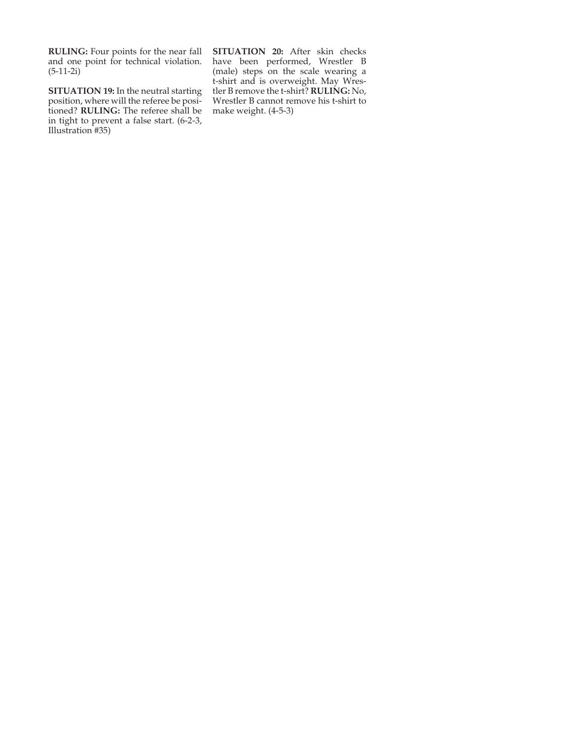**RULING:** Four points for the near fall and one point for technical violation. (5-11-2i)

**SITUATION 19:** In the neutral starting position, where will the referee be positioned? **RULING:** The referee shall be in tight to prevent a false start. (6-2-3, Illustration #35)

**SITUATION 20:** After skin checks have been performed, Wrestler B (male) steps on the scale wearing a t-shirt and is overweight. May Wrestler B remove the t-shirt? **RULING:** No, Wrestler B cannot remove his t-shirt to make weight. (4-5-3)